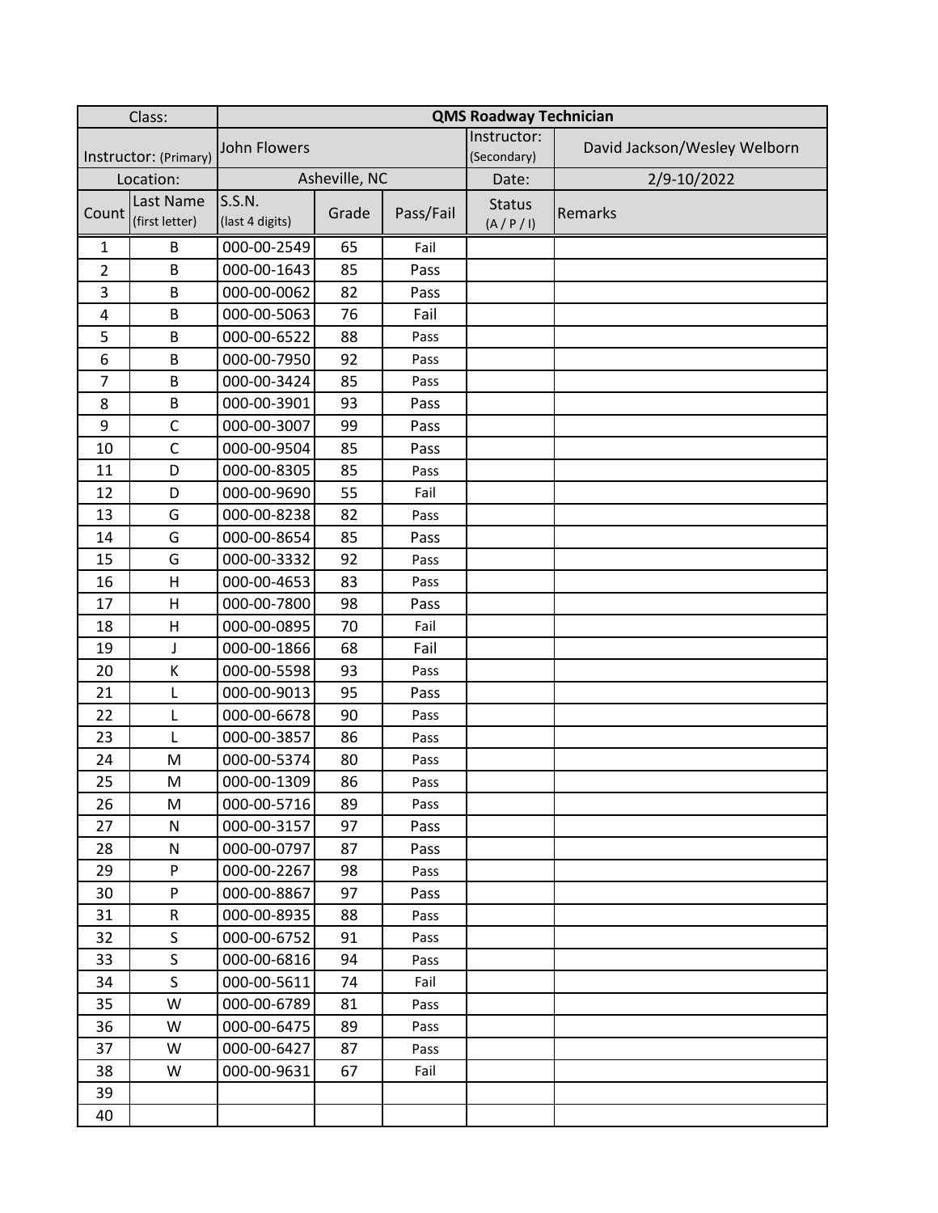| Class: | | QMS Roadway Technician | | | | |
|---|---|---|---|---|---|---|
| Instructor: (Primary) | | John Flowers | | | Instructor: (Secondary) | David Jackson/Wesley Welborn |
| Location: | | Asheville, NC | | | Date: | 2/9-10/2022 |
| Count | Last Name (first letter) | S.S.N. (last 4 digits) | Grade | Pass/Fail | Status (A / P / I) | Remarks |
| 1 | B | 000-00-2549 | 65 | Fail | | |
| 2 | B | 000-00-1643 | 85 | Pass | | |
| 3 | B | 000-00-0062 | 82 | Pass | | |
| 4 | B | 000-00-5063 | 76 | Fail | | |
| 5 | B | 000-00-6522 | 88 | Pass | | |
| 6 | B | 000-00-7950 | 92 | Pass | | |
| 7 | B | 000-00-3424 | 85 | Pass | | |
| 8 | B | 000-00-3901 | 93 | Pass | | |
| 9 | C | 000-00-3007 | 99 | Pass | | |
| 10 | C | 000-00-9504 | 85 | Pass | | |
| 11 | D | 000-00-8305 | 85 | Pass | | |
| 12 | D | 000-00-9690 | 55 | Fail | | |
| 13 | G | 000-00-8238 | 82 | Pass | | |
| 14 | G | 000-00-8654 | 85 | Pass | | |
| 15 | G | 000-00-3332 | 92 | Pass | | |
| 16 | H | 000-00-4653 | 83 | Pass | | |
| 17 | H | 000-00-7800 | 98 | Pass | | |
| 18 | H | 000-00-0895 | 70 | Fail | | |
| 19 | J | 000-00-1866 | 68 | Fail | | |
| 20 | K | 000-00-5598 | 93 | Pass | | |
| 21 | L | 000-00-9013 | 95 | Pass | | |
| 22 | L | 000-00-6678 | 90 | Pass | | |
| 23 | L | 000-00-3857 | 86 | Pass | | |
| 24 | M | 000-00-5374 | 80 | Pass | | |
| 25 | M | 000-00-1309 | 86 | Pass | | |
| 26 | M | 000-00-5716 | 89 | Pass | | |
| 27 | N | 000-00-3157 | 97 | Pass | | |
| 28 | N | 000-00-0797 | 87 | Pass | | |
| 29 | P | 000-00-2267 | 98 | Pass | | |
| 30 | P | 000-00-8867 | 97 | Pass | | |
| 31 | R | 000-00-8935 | 88 | Pass | | |
| 32 | S | 000-00-6752 | 91 | Pass | | |
| 33 | S | 000-00-6816 | 94 | Pass | | |
| 34 | S | 000-00-5611 | 74 | Fail | | |
| 35 | W | 000-00-6789 | 81 | Pass | | |
| 36 | W | 000-00-6475 | 89 | Pass | | |
| 37 | W | 000-00-6427 | 87 | Pass | | |
| 38 | W | 000-00-9631 | 67 | Fail | | |
| 39 | | | | | | |
| 40 | | | | | | |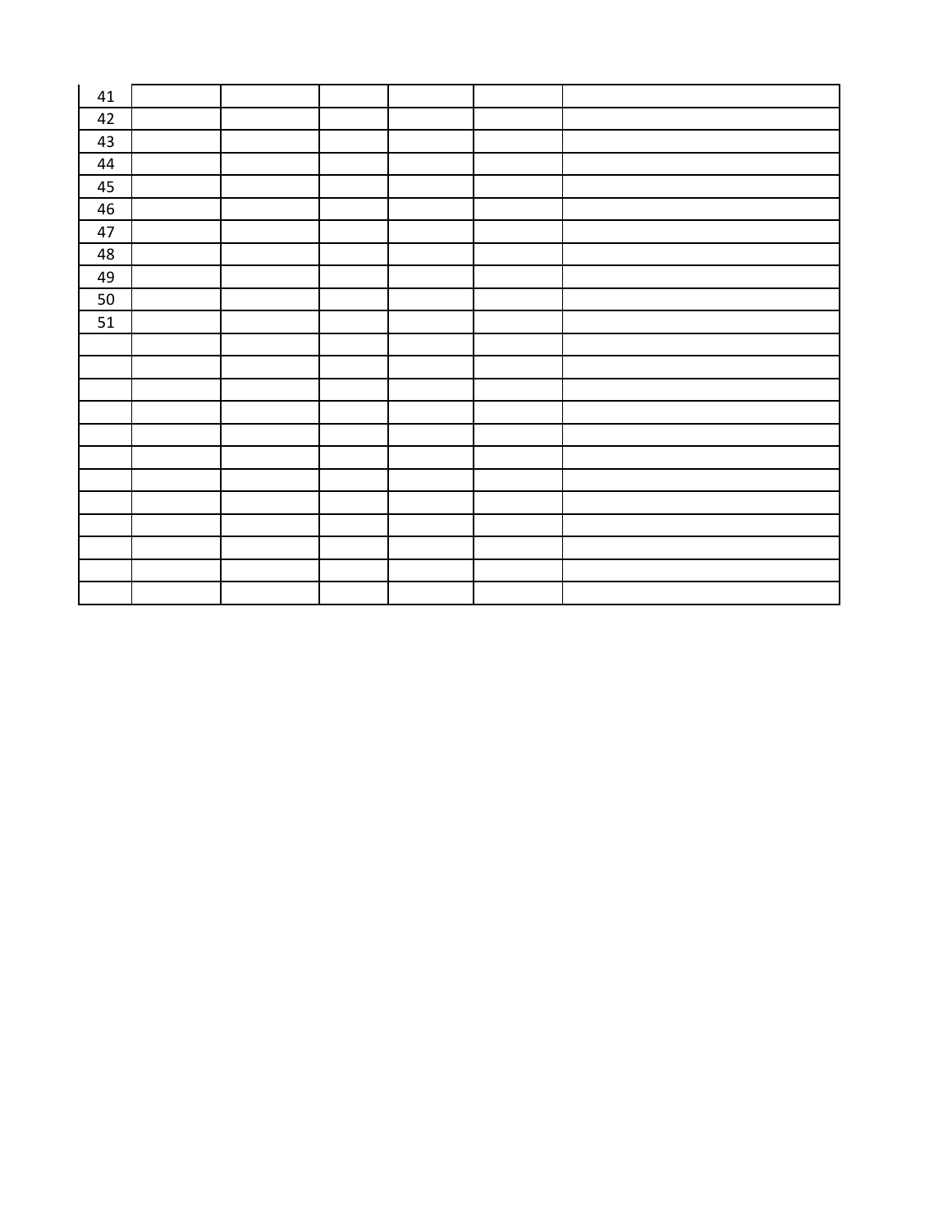| | | | | | | |
|---|---|---|---|---|---|---|
| 41 | | | | | | |
| 42 | | | | | | |
| 43 | | | | | | |
| 44 | | | | | | |
| 45 | | | | | | |
| 46 | | | | | | |
| 47 | | | | | | |
| 48 | | | | | | |
| 49 | | | | | | |
| 50 | | | | | | |
| 51 | | | | | | |
| | | | | | | |
| | | | | | | |
| | | | | | | |
| | | | | | | |
| | | | | | | |
| | | | | | | |
| | | | | | | |
| | | | | | | |
| | | | | | | |
| | | | | | | |
| | | | | | | |
| | | | | | | |